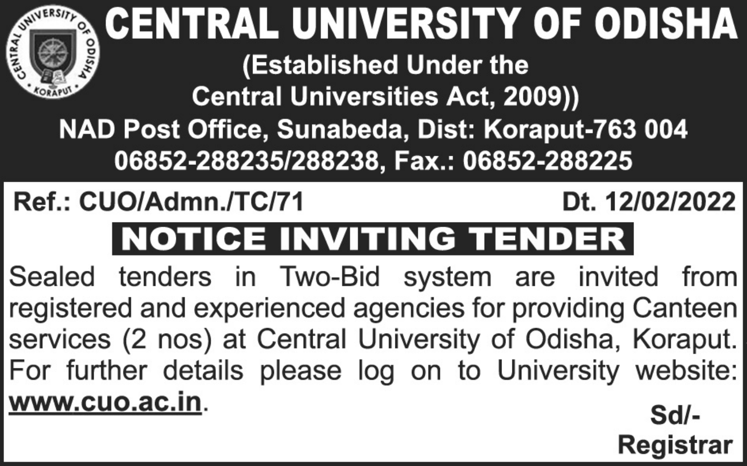# CENTRAL UNIVERSITY OF ODISHA

(Established Under the Central Universities Act, 2009))

NAD Post Office, Sunabeda, Dist: Koraput-763 004

06852-288235/288238, Fax.: 06852-288225

**Ref.: CUO/Admn./TC/71** **Dt. 12/02/2022**

## NOTICE INVITING TENDER

Sealed tenders in Two-Bid system are invited from registered and experienced agencies for providing Canteen services (2 nos) at Central University of Odisha, Koraput. For further details please log on to University website: **www.cuo.ac.in**.

**Sd/-**
**Registrar**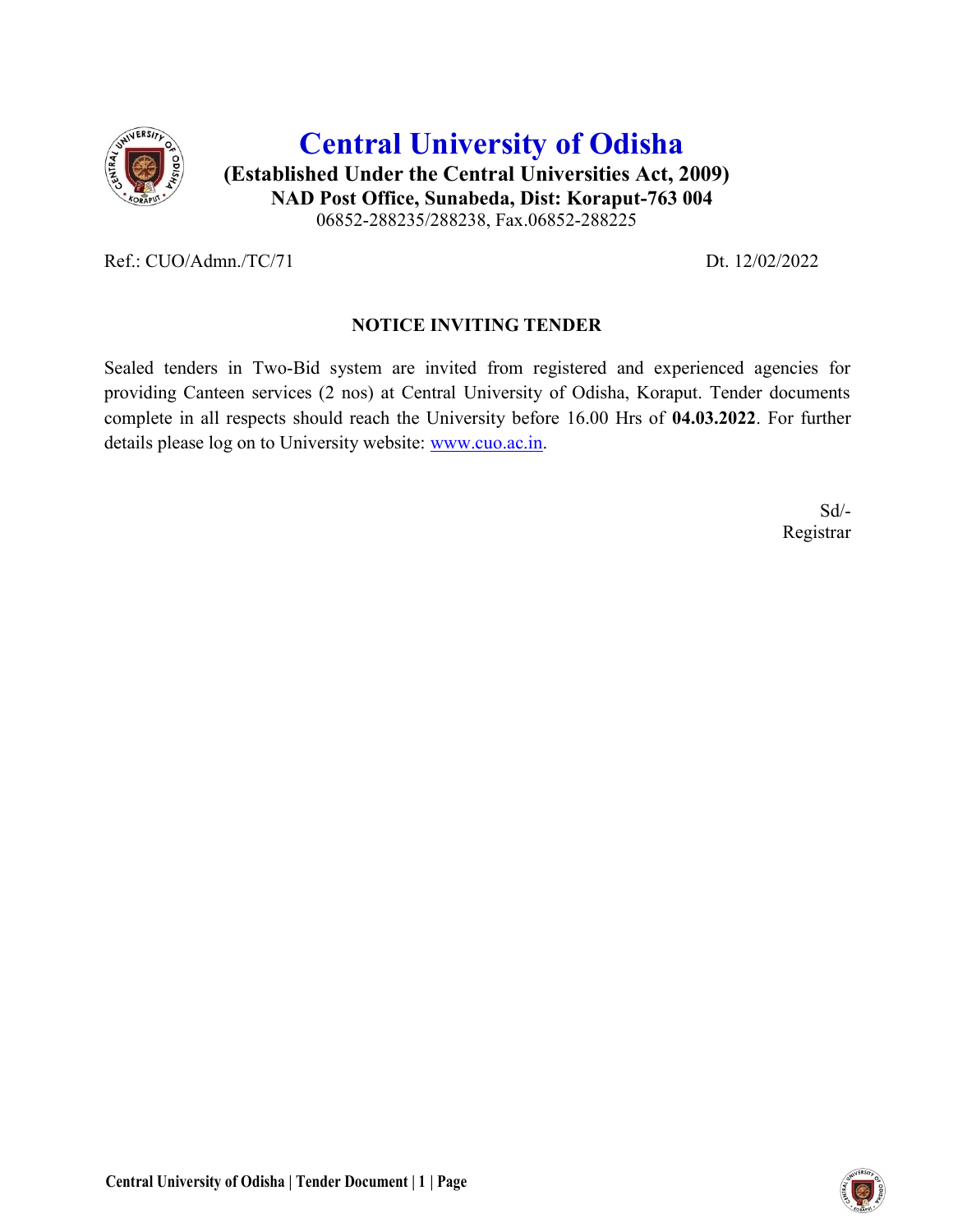# Central University of Odisha

**(Established Under the Central Universities Act, 2009)**
**NAD Post Office, Sunabeda, Dist: Koraput-763 004**
06852-288235/288238, Fax.06852-288225

Ref.: CUO/Admn./TC/71 Dt. 12/02/2022

## NOTICE INVITING TENDER

Sealed tenders in Two-Bid system are invited from registered and experienced agencies for providing Canteen services (2 nos) at Central University of Odisha, Koraput. Tender documents complete in all respects should reach the University before 16.00 Hrs of **04.03.2022**. For further details please log on to University website: www.cuo.ac.in.

Sd/-
Registrar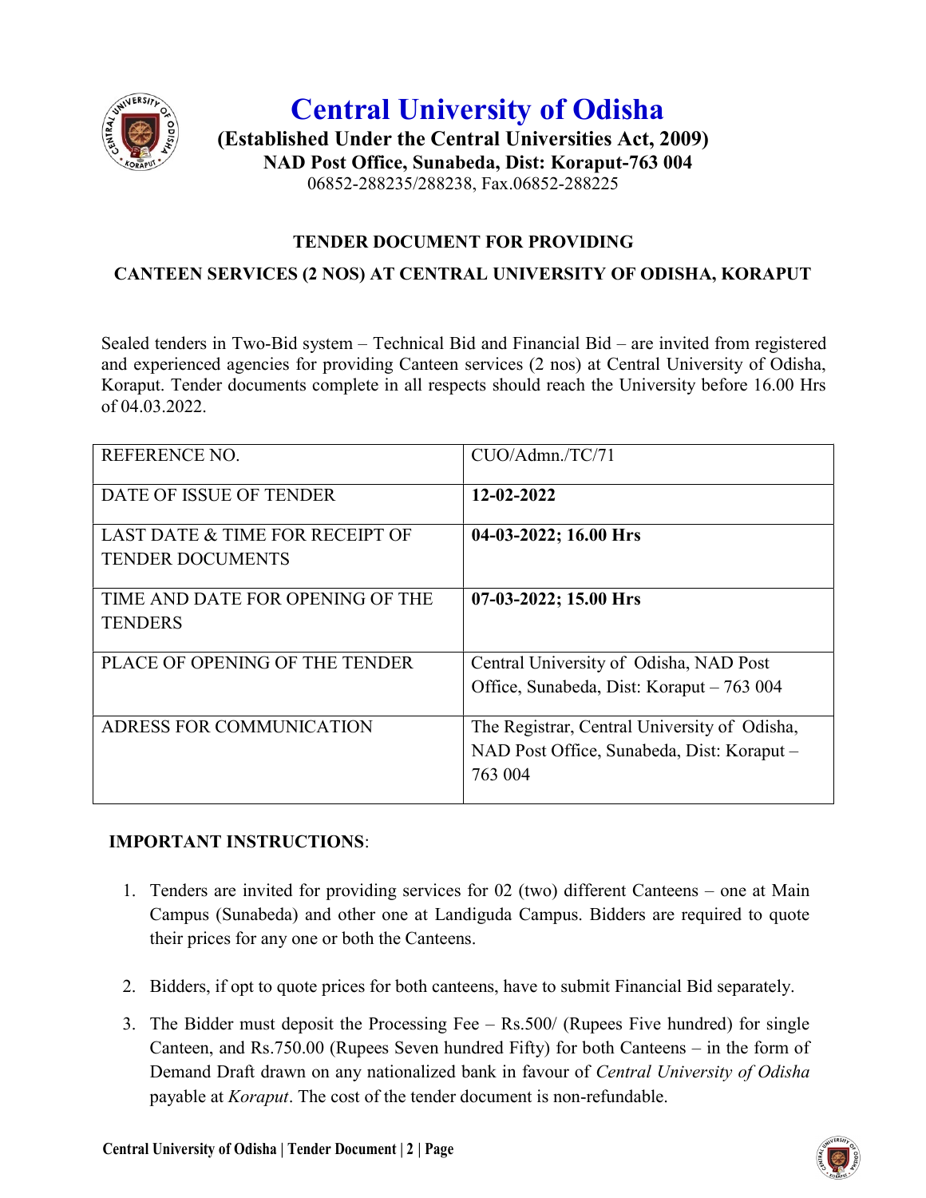# Central University of Odisha

**(Established Under the Central Universities Act, 2009)**

**NAD Post Office, Sunabeda, Dist: Koraput-763 004**

06852-288235/288238, Fax.06852-288225

## TENDER DOCUMENT FOR PROVIDING

## CANTEEN SERVICES (2 NOS) AT CENTRAL UNIVERSITY OF ODISHA, KORAPUT

Sealed tenders in Two-Bid system – Technical Bid and Financial Bid – are invited from registered and experienced agencies for providing Canteen services (2 nos) at Central University of Odisha, Koraput. Tender documents complete in all respects should reach the University before 16.00 Hrs of 04.03.2022.

| | |
|---|---|
| REFERENCE NO. | CUO/Admn./TC/71 |
| DATE OF ISSUE OF TENDER | **12-02-2022** |
| LAST DATE & TIME FOR RECEIPT OF TENDER DOCUMENTS | **04-03-2022; 16.00 Hrs** |
| TIME AND DATE FOR OPENING OF THE TENDERS | **07-03-2022; 15.00 Hrs** |
| PLACE OF OPENING OF THE TENDER | Central University of Odisha, NAD Post Office, Sunabeda, Dist: Koraput – 763 004 |
| ADRESS FOR COMMUNICATION | The Registrar, Central University of Odisha, NAD Post Office, Sunabeda, Dist: Koraput – 763 004 |

**IMPORTANT INSTRUCTIONS**:

1. Tenders are invited for providing services for 02 (two) different Canteens – one at Main Campus (Sunabeda) and other one at Landiguda Campus. Bidders are required to quote their prices for any one or both the Canteens.

2. Bidders, if opt to quote prices for both canteens, have to submit Financial Bid separately.

3. The Bidder must deposit the Processing Fee – Rs.500/ (Rupees Five hundred) for single Canteen, and Rs.750.00 (Rupees Seven hundred Fifty) for both Canteens – in the form of Demand Draft drawn on any nationalized bank in favour of *Central University of Odisha* payable at *Koraput*. The cost of the tender document is non-refundable.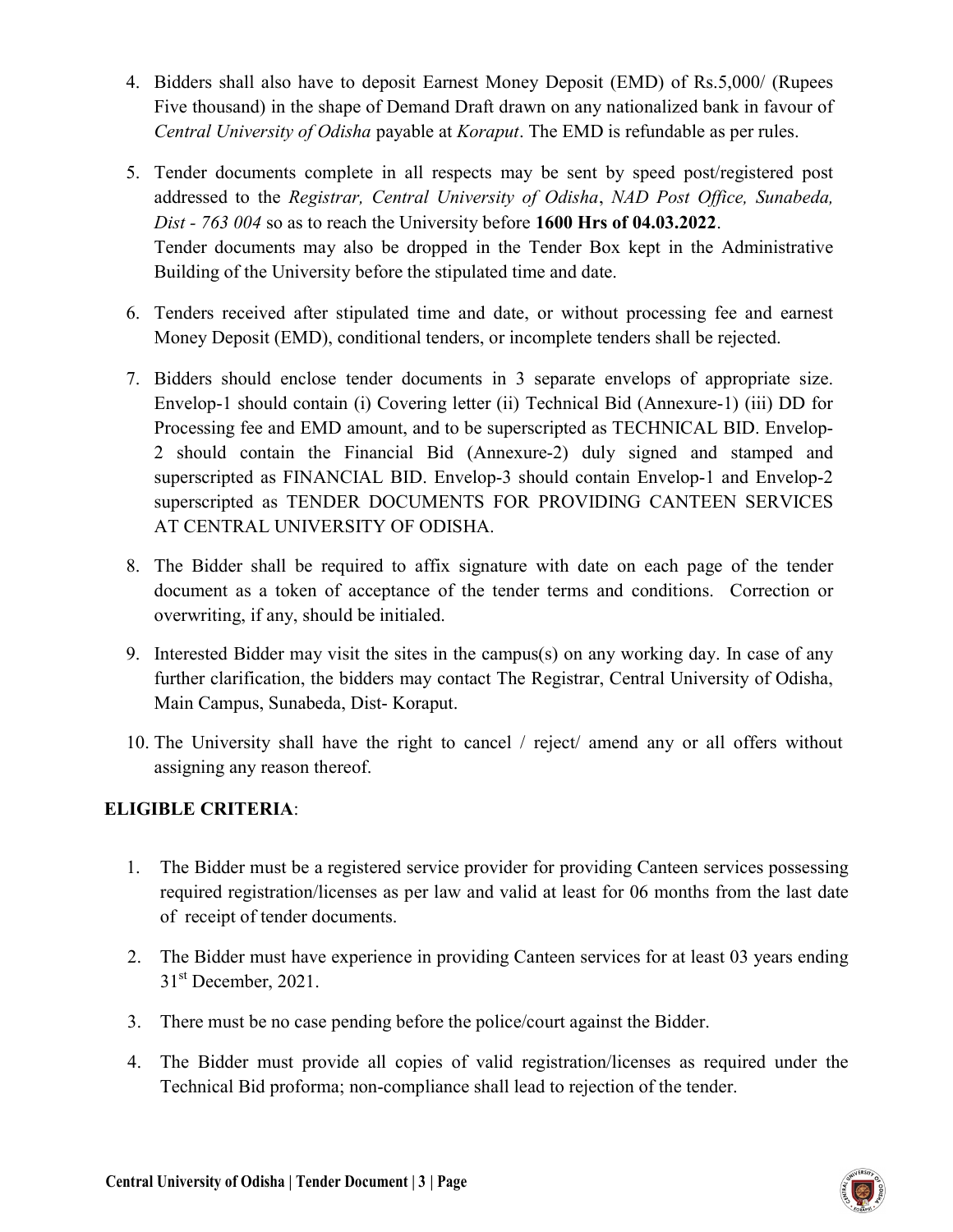4. Bidders shall also have to deposit Earnest Money Deposit (EMD) of Rs.5,000/ (Rupees Five thousand) in the shape of Demand Draft drawn on any nationalized bank in favour of *Central University of Odisha* payable at *Koraput*. The EMD is refundable as per rules.

5. Tender documents complete in all respects may be sent by speed post/registered post addressed to the *Registrar, Central University of Odisha*, *NAD Post Office, Sunabeda, Dist - 763 004* so as to reach the University before **1600 Hrs of 04.03.2022**.
   Tender documents may also be dropped in the Tender Box kept in the Administrative Building of the University before the stipulated time and date.

6. Tenders received after stipulated time and date, or without processing fee and earnest Money Deposit (EMD), conditional tenders, or incomplete tenders shall be rejected.

7. Bidders should enclose tender documents in 3 separate envelops of appropriate size. Envelop-1 should contain (i) Covering letter (ii) Technical Bid (Annexure-1) (iii) DD for Processing fee and EMD amount, and to be superscripted as TECHNICAL BID. Envelop-2 should contain the Financial Bid (Annexure-2) duly signed and stamped and superscripted as FINANCIAL BID. Envelop-3 should contain Envelop-1 and Envelop-2 superscripted as TENDER DOCUMENTS FOR PROVIDING CANTEEN SERVICES AT CENTRAL UNIVERSITY OF ODISHA.

8. The Bidder shall be required to affix signature with date on each page of the tender document as a token of acceptance of the tender terms and conditions. Correction or overwriting, if any, should be initialed.

9. Interested Bidder may visit the sites in the campus(s) on any working day. In case of any further clarification, the bidders may contact The Registrar, Central University of Odisha, Main Campus, Sunabeda, Dist- Koraput.

10. The University shall have the right to cancel / reject/ amend any or all offers without assigning any reason thereof.

**ELIGIBLE CRITERIA**:

1. The Bidder must be a registered service provider for providing Canteen services possessing required registration/licenses as per law and valid at least for 06 months from the last date of receipt of tender documents.

2. The Bidder must have experience in providing Canteen services for at least 03 years ending 31st December, 2021.

3. There must be no case pending before the police/court against the Bidder.

4. The Bidder must provide all copies of valid registration/licenses as required under the Technical Bid proforma; non-compliance shall lead to rejection of the tender.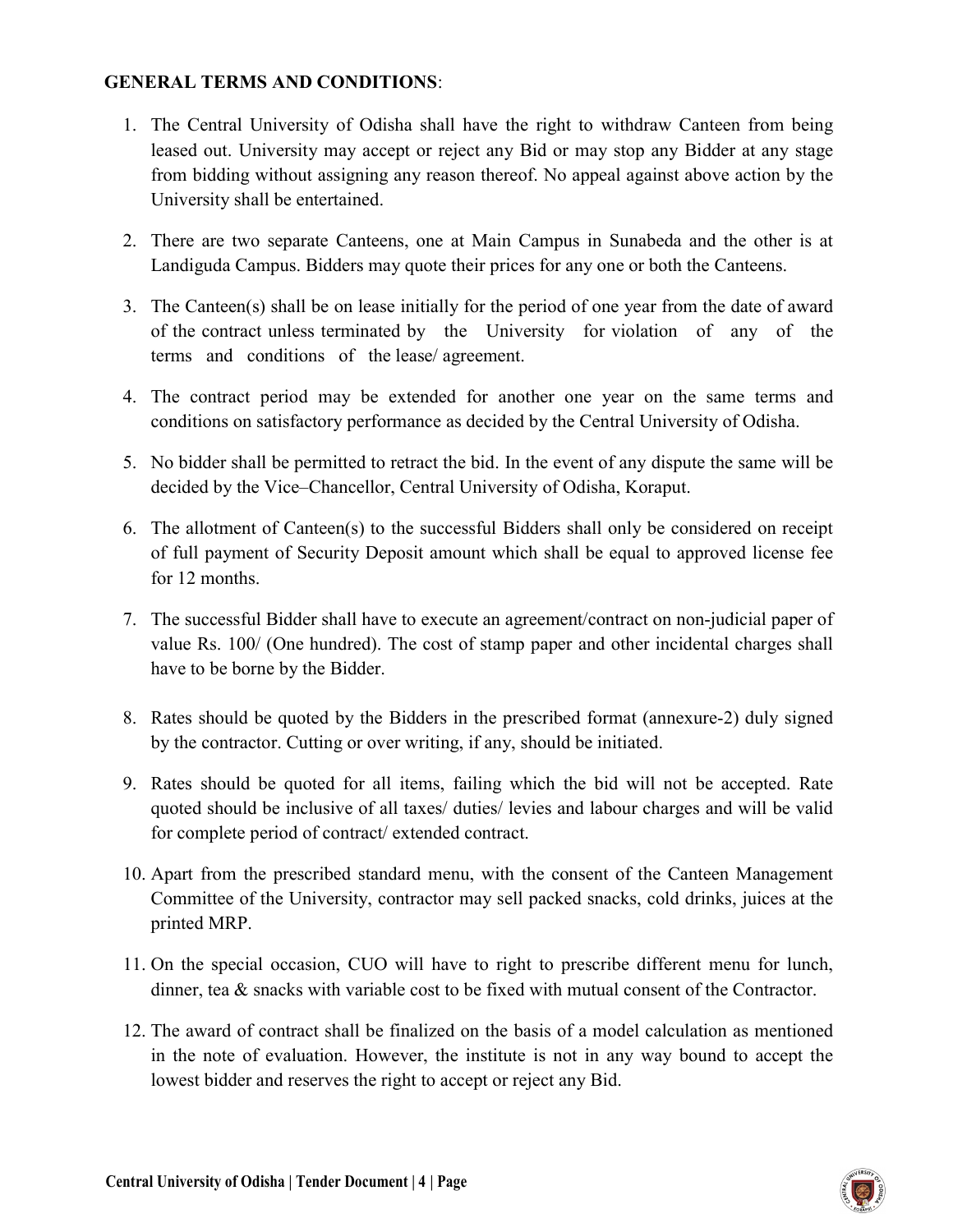**GENERAL TERMS AND CONDITIONS**:

1. The Central University of Odisha shall have the right to withdraw Canteen from being leased out. University may accept or reject any Bid or may stop any Bidder at any stage from bidding without assigning any reason thereof. No appeal against above action by the University shall be entertained.

2. There are two separate Canteens, one at Main Campus in Sunabeda and the other is at Landiguda Campus. Bidders may quote their prices for any one or both the Canteens.

3. The Canteen(s) shall be on lease initially for the period of one year from the date of award of the contract unless terminated by the University for violation of any of the terms and conditions of the lease/ agreement.

4. The contract period may be extended for another one year on the same terms and conditions on satisfactory performance as decided by the Central University of Odisha.

5. No bidder shall be permitted to retract the bid. In the event of any dispute the same will be decided by the Vice–Chancellor, Central University of Odisha, Koraput.

6. The allotment of Canteen(s) to the successful Bidders shall only be considered on receipt of full payment of Security Deposit amount which shall be equal to approved license fee for 12 months.

7. The successful Bidder shall have to execute an agreement/contract on non-judicial paper of value Rs. 100/ (One hundred). The cost of stamp paper and other incidental charges shall have to be borne by the Bidder.

8. Rates should be quoted by the Bidders in the prescribed format (annexure-2) duly signed by the contractor. Cutting or over writing, if any, should be initiated.

9. Rates should be quoted for all items, failing which the bid will not be accepted. Rate quoted should be inclusive of all taxes/ duties/ levies and labour charges and will be valid for complete period of contract/ extended contract.

10. Apart from the prescribed standard menu, with the consent of the Canteen Management Committee of the University, contractor may sell packed snacks, cold drinks, juices at the printed MRP.

11. On the special occasion, CUO will have to right to prescribe different menu for lunch, dinner, tea & snacks with variable cost to be fixed with mutual consent of the Contractor.

12. The award of contract shall be finalized on the basis of a model calculation as mentioned in the note of evaluation. However, the institute is not in any way bound to accept the lowest bidder and reserves the right to accept or reject any Bid.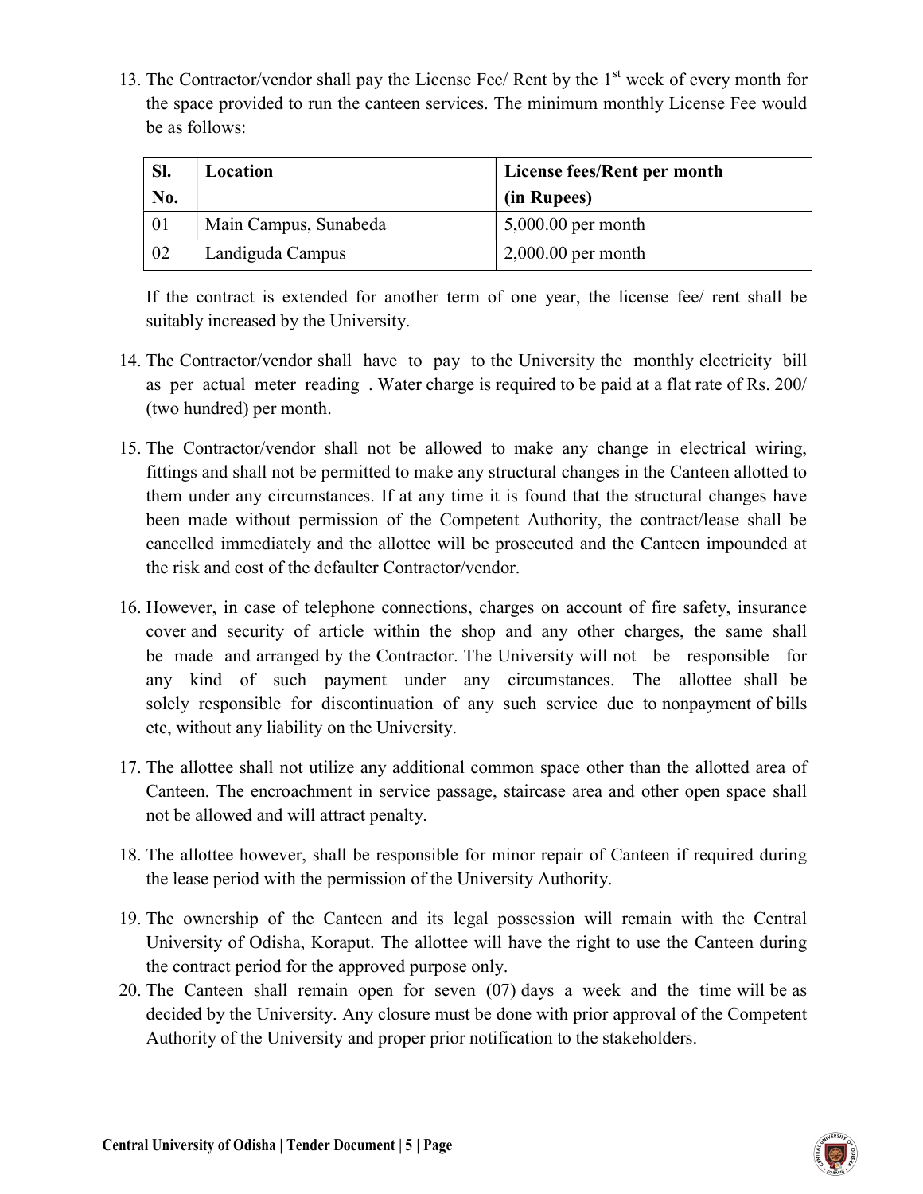13. The Contractor/vendor shall pay the License Fee/ Rent by the 1st week of every month for the space provided to run the canteen services. The minimum monthly License Fee would be as follows:

| Sl. No. | Location | License fees/Rent per month (in Rupees) |
|---|---|---|
| 01 | Main Campus, Sunabeda | 5,000.00 per month |
| 02 | Landiguda Campus | 2,000.00 per month |

If the contract is extended for another term of one year, the license fee/ rent shall be suitably increased by the University.

14. The Contractor/vendor shall have to pay to the University the monthly electricity bill as per actual meter reading . Water charge is required to be paid at a flat rate of Rs. 200/ (two hundred) per month.

15. The Contractor/vendor shall not be allowed to make any change in electrical wiring, fittings and shall not be permitted to make any structural changes in the Canteen allotted to them under any circumstances. If at any time it is found that the structural changes have been made without permission of the Competent Authority, the contract/lease shall be cancelled immediately and the allottee will be prosecuted and the Canteen impounded at the risk and cost of the defaulter Contractor/vendor.

16. However, in case of telephone connections, charges on account of fire safety, insurance cover and security of article within the shop and any other charges, the same shall be made and arranged by the Contractor. The University will not be responsible for any kind of such payment under any circumstances. The allottee shall be solely responsible for discontinuation of any such service due to nonpayment of bills etc, without any liability on the University.

17. The allottee shall not utilize any additional common space other than the allotted area of Canteen. The encroachment in service passage, staircase area and other open space shall not be allowed and will attract penalty.

18. The allottee however, shall be responsible for minor repair of Canteen if required during the lease period with the permission of the University Authority.

19. The ownership of the Canteen and its legal possession will remain with the Central University of Odisha, Koraput. The allottee will have the right to use the Canteen during the contract period for the approved purpose only.

20. The Canteen shall remain open for seven (07) days a week and the time will be as decided by the University. Any closure must be done with prior approval of the Competent Authority of the University and proper prior notification to the stakeholders.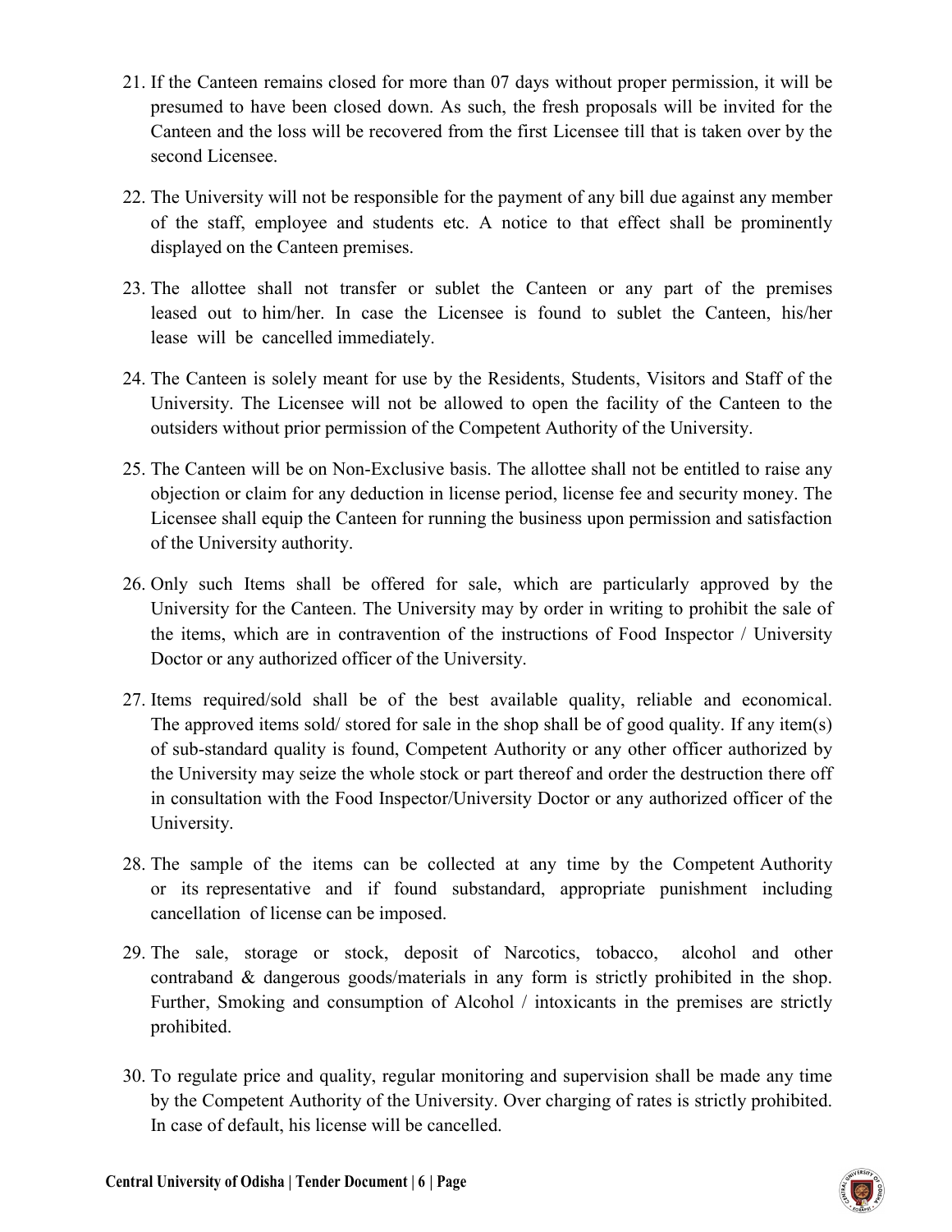21. If the Canteen remains closed for more than 07 days without proper permission, it will be presumed to have been closed down. As such, the fresh proposals will be invited for the Canteen and the loss will be recovered from the first Licensee till that is taken over by the second Licensee.

22. The University will not be responsible for the payment of any bill due against any member of the staff, employee and students etc. A notice to that effect shall be prominently displayed on the Canteen premises.

23. The allottee shall not transfer or sublet the Canteen or any part of the premises leased out to him/her. In case the Licensee is found to sublet the Canteen, his/her lease will be cancelled immediately.

24. The Canteen is solely meant for use by the Residents, Students, Visitors and Staff of the University. The Licensee will not be allowed to open the facility of the Canteen to the outsiders without prior permission of the Competent Authority of the University.

25. The Canteen will be on Non-Exclusive basis. The allottee shall not be entitled to raise any objection or claim for any deduction in license period, license fee and security money. The Licensee shall equip the Canteen for running the business upon permission and satisfaction of the University authority.

26. Only such Items shall be offered for sale, which are particularly approved by the University for the Canteen. The University may by order in writing to prohibit the sale of the items, which are in contravention of the instructions of Food Inspector / University Doctor or any authorized officer of the University.

27. Items required/sold shall be of the best available quality, reliable and economical. The approved items sold/ stored for sale in the shop shall be of good quality. If any item(s) of sub-standard quality is found, Competent Authority or any other officer authorized by the University may seize the whole stock or part thereof and order the destruction there off in consultation with the Food Inspector/University Doctor or any authorized officer of the University.

28. The sample of the items can be collected at any time by the Competent Authority or its representative and if found substandard, appropriate punishment including cancellation of license can be imposed.

29. The sale, storage or stock, deposit of Narcotics, tobacco, alcohol and other contraband & dangerous goods/materials in any form is strictly prohibited in the shop. Further, Smoking and consumption of Alcohol / intoxicants in the premises are strictly prohibited.

30. To regulate price and quality, regular monitoring and supervision shall be made any time by the Competent Authority of the University. Over charging of rates is strictly prohibited. In case of default, his license will be cancelled.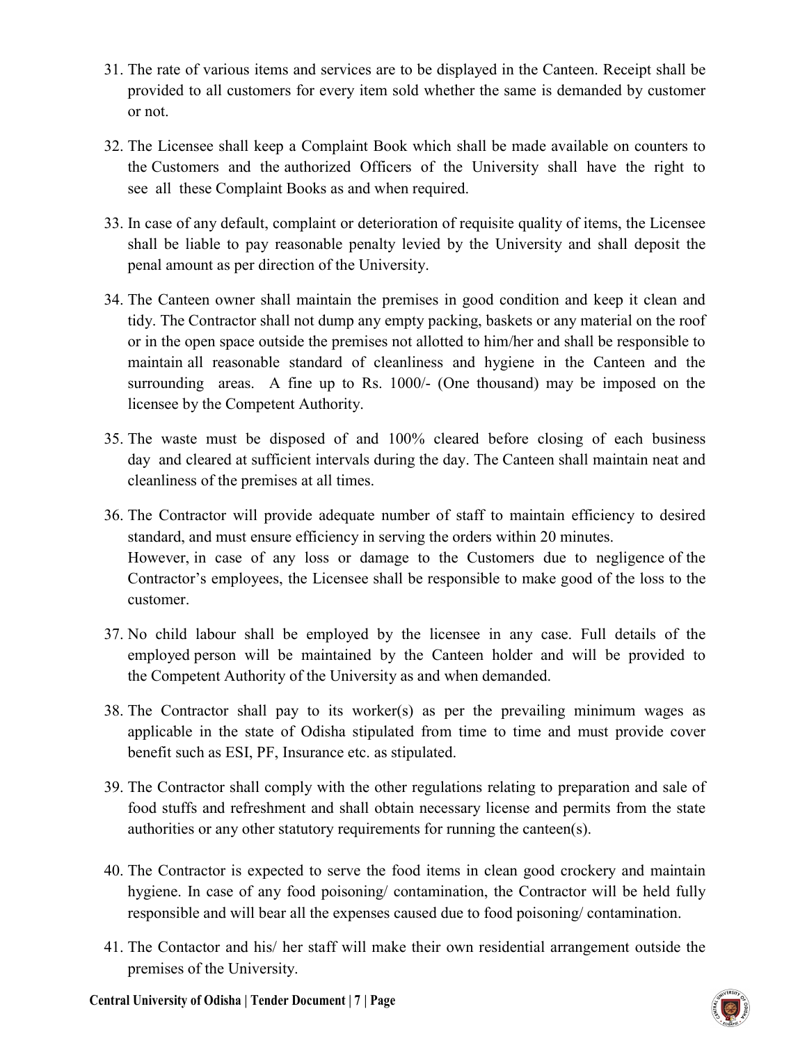31. The rate of various items and services are to be displayed in the Canteen. Receipt shall be provided to all customers for every item sold whether the same is demanded by customer or not.

32. The Licensee shall keep a Complaint Book which shall be made available on counters to the Customers and the authorized Officers of the University shall have the right to see all these Complaint Books as and when required.

33. In case of any default, complaint or deterioration of requisite quality of items, the Licensee shall be liable to pay reasonable penalty levied by the University and shall deposit the penal amount as per direction of the University.

34. The Canteen owner shall maintain the premises in good condition and keep it clean and tidy. The Contractor shall not dump any empty packing, baskets or any material on the roof or in the open space outside the premises not allotted to him/her and shall be responsible to maintain all reasonable standard of cleanliness and hygiene in the Canteen and the surrounding areas. A fine up to Rs. 1000/- (One thousand) may be imposed on the licensee by the Competent Authority.

35. The waste must be disposed of and 100% cleared before closing of each business day and cleared at sufficient intervals during the day. The Canteen shall maintain neat and cleanliness of the premises at all times.

36. The Contractor will provide adequate number of staff to maintain efficiency to desired standard, and must ensure efficiency in serving the orders within 20 minutes.
    However, in case of any loss or damage to the Customers due to negligence of the Contractor's employees, the Licensee shall be responsible to make good of the loss to the customer.

37. No child labour shall be employed by the licensee in any case. Full details of the employed person will be maintained by the Canteen holder and will be provided to the Competent Authority of the University as and when demanded.

38. The Contractor shall pay to its worker(s) as per the prevailing minimum wages as applicable in the state of Odisha stipulated from time to time and must provide cover benefit such as ESI, PF, Insurance etc. as stipulated.

39. The Contractor shall comply with the other regulations relating to preparation and sale of food stuffs and refreshment and shall obtain necessary license and permits from the state authorities or any other statutory requirements for running the canteen(s).

40. The Contractor is expected to serve the food items in clean good crockery and maintain hygiene. In case of any food poisoning/ contamination, the Contractor will be held fully responsible and will bear all the expenses caused due to food poisoning/ contamination.

41. The Contactor and his/ her staff will make their own residential arrangement outside the premises of the University.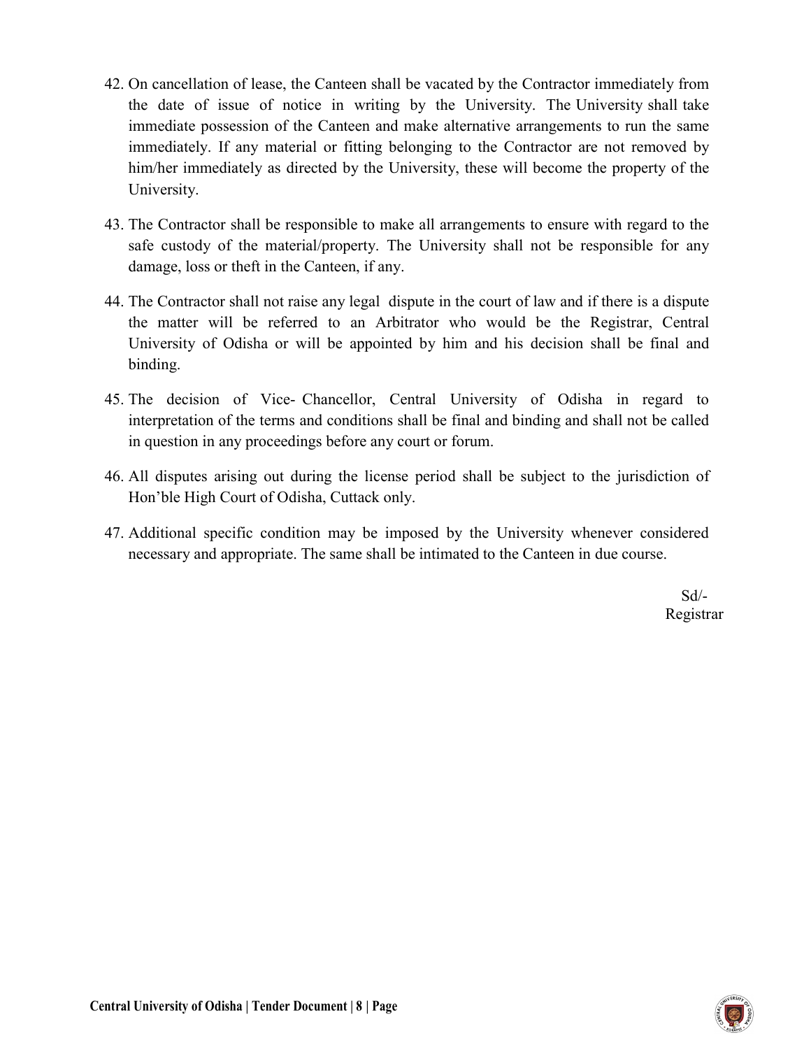42. On cancellation of lease, the Canteen shall be vacated by the Contractor immediately from the date of issue of notice in writing by the University. The University shall take immediate possession of the Canteen and make alternative arrangements to run the same immediately. If any material or fitting belonging to the Contractor are not removed by him/her immediately as directed by the University, these will become the property of the University.

43. The Contractor shall be responsible to make all arrangements to ensure with regard to the safe custody of the material/property. The University shall not be responsible for any damage, loss or theft in the Canteen, if any.

44. The Contractor shall not raise any legal dispute in the court of law and if there is a dispute the matter will be referred to an Arbitrator who would be the Registrar, Central University of Odisha or will be appointed by him and his decision shall be final and binding.

45. The decision of Vice- Chancellor, Central University of Odisha in regard to interpretation of the terms and conditions shall be final and binding and shall not be called in question in any proceedings before any court or forum.

46. All disputes arising out during the license period shall be subject to the jurisdiction of Hon'ble High Court of Odisha, Cuttack only.

47. Additional specific condition may be imposed by the University whenever considered necessary and appropriate. The same shall be intimated to the Canteen in due course.

Sd/-
Registrar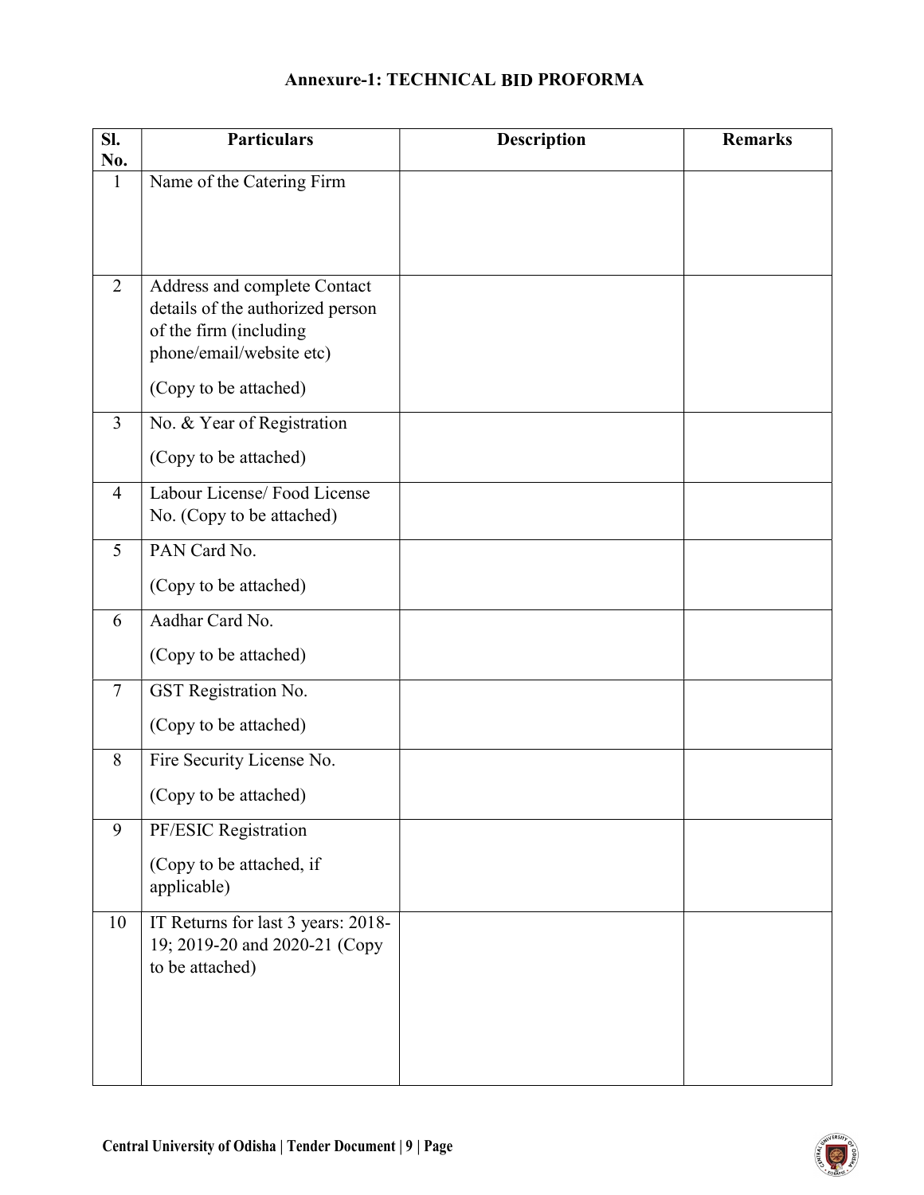## Annexure-1: TECHNICAL BID PROFORMA

| Sl. No. | Particulars | Description | Remarks |
|---|---|---|---|
| 1 | Name of the Catering Firm | | |
| 2 | Address and complete Contact details of the authorized person of the firm (including phone/email/website etc)<br><br>(Copy to be attached) | | |
| 3 | No. & Year of Registration<br><br>(Copy to be attached) | | |
| 4 | Labour License/ Food License No. (Copy to be attached) | | |
| 5 | PAN Card No.<br><br>(Copy to be attached) | | |
| 6 | Aadhar Card No.<br><br>(Copy to be attached) | | |
| 7 | GST Registration No.<br><br>(Copy to be attached) | | |
| 8 | Fire Security License No.<br><br>(Copy to be attached) | | |
| 9 | PF/ESIC Registration<br><br>(Copy to be attached, if applicable) | | |
| 10 | IT Returns for last 3 years: 2018-19; 2019-20 and 2020-21 (Copy to be attached) | | |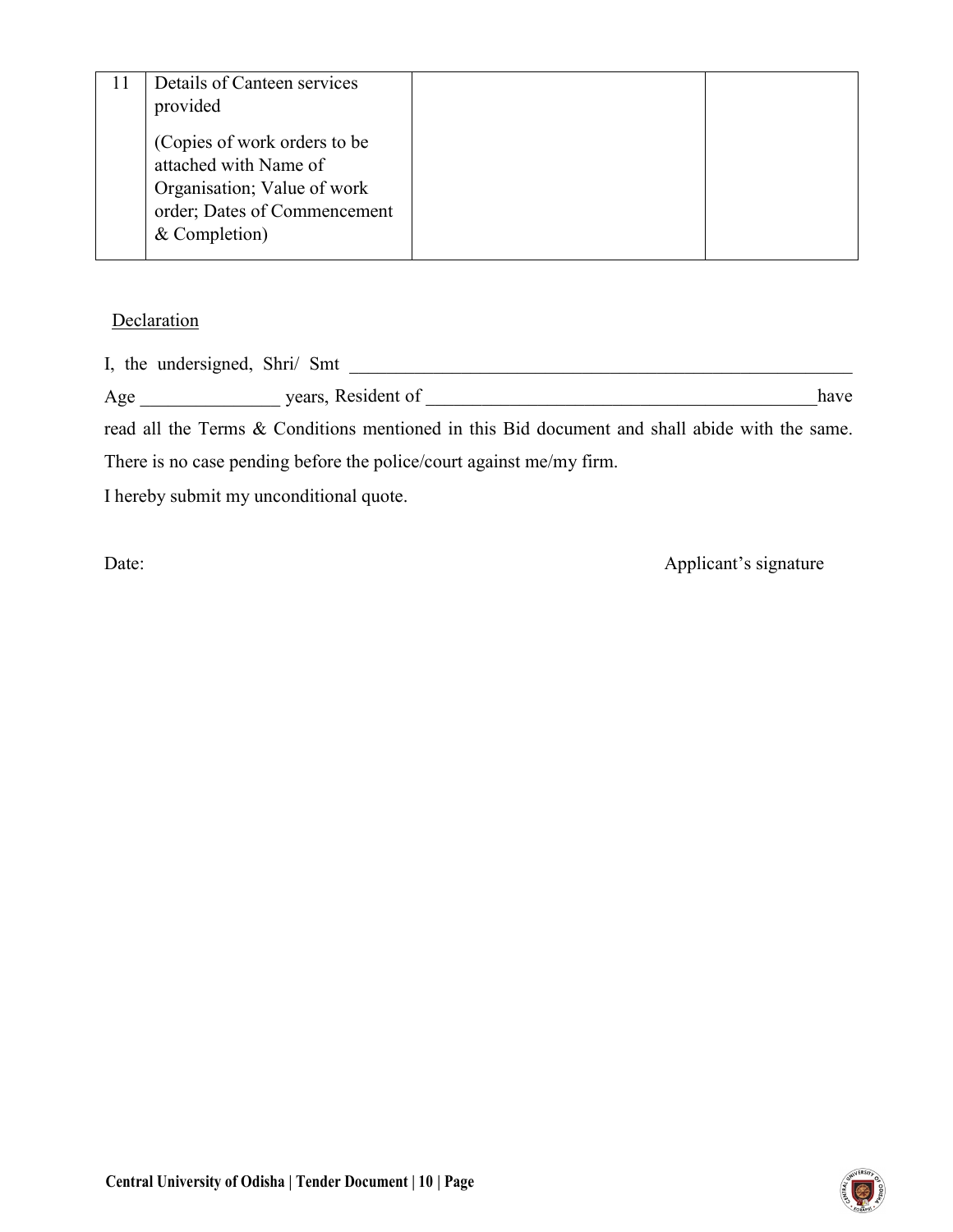| 11 | Details of Canteen services provided<br><br>(Copies of work orders to be attached with Name of Organisation; Value of work order; Dates of Commencement & Completion) | | |
|---|---|---|---|

Declaration

I, the undersigned, Shri/ Smt ________________________________________________________

Age _______________ years, Resident of ___________________________________________have read all the Terms & Conditions mentioned in this Bid document and shall abide with the same. There is no case pending before the police/court against me/my firm.

I hereby submit my unconditional quote.

Date: Applicant's signature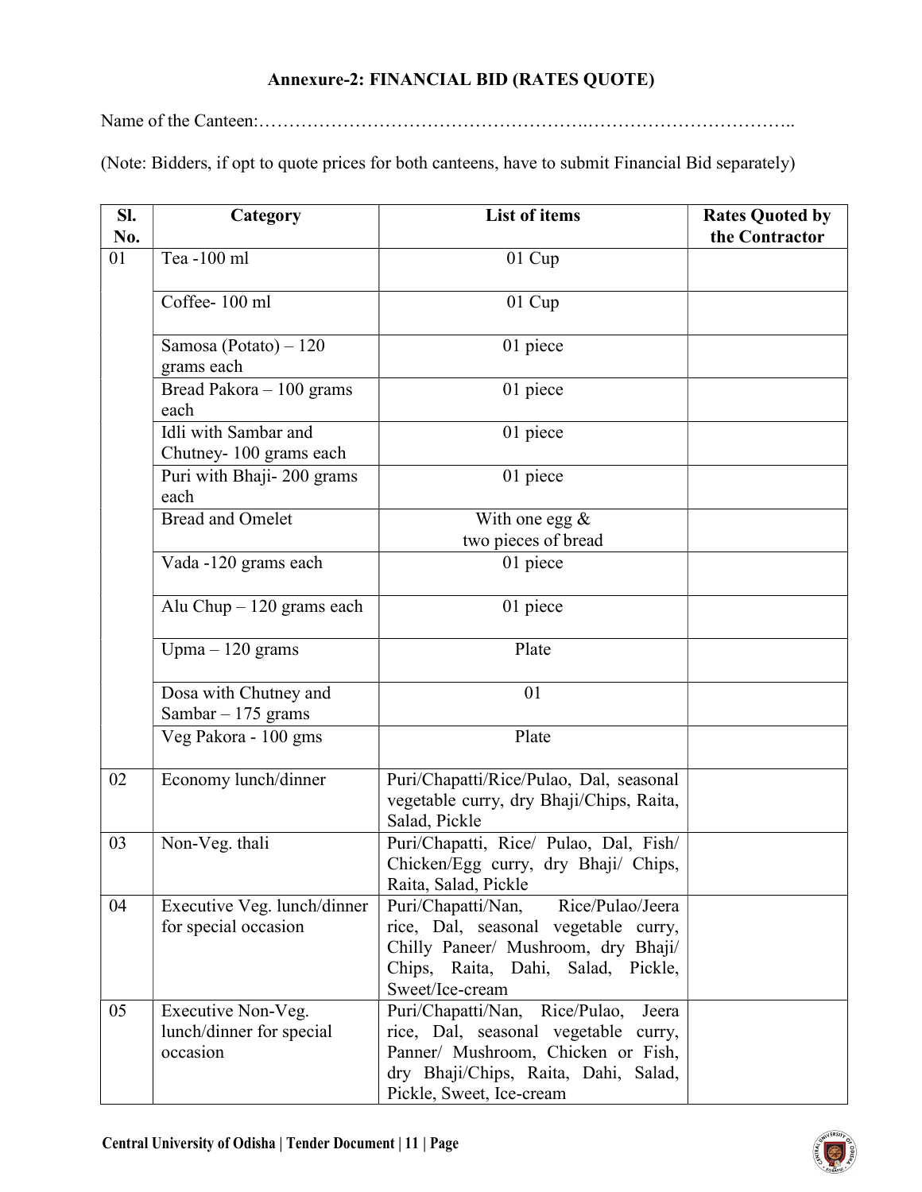### Annexure-2: FINANCIAL BID (RATES QUOTE)

Name of the Canteen:…………………………………………….…………………………..

(Note: Bidders, if opt to quote prices for both canteens, have to submit Financial Bid separately)

| Sl. No. | Category | List of items | Rates Quoted by the Contractor |
|---|---|---|---|
| 01 | Tea -100 ml | 01 Cup | |
| | Coffee- 100 ml | 01 Cup | |
| | Samosa (Potato) – 120 grams each | 01 piece | |
| | Bread Pakora – 100 grams each | 01 piece | |
| | Idli with Sambar and Chutney- 100 grams each | 01 piece | |
| | Puri with Bhaji- 200 grams each | 01 piece | |
| | Bread and Omelet | With one egg & two pieces of bread | |
| | Vada -120 grams each | 01 piece | |
| | Alu Chup – 120 grams each | 01 piece | |
| | Upma – 120 grams | Plate | |
| | Dosa with Chutney and Sambar – 175 grams | 01 | |
| | Veg Pakora - 100 gms | Plate | |
| 02 | Economy lunch/dinner | Puri/Chapatti/Rice/Pulao, Dal, seasonal vegetable curry, dry Bhaji/Chips, Raita, Salad, Pickle | |
| 03 | Non-Veg. thali | Puri/Chapatti, Rice/ Pulao, Dal, Fish/ Chicken/Egg curry, dry Bhaji/ Chips, Raita, Salad, Pickle | |
| 04 | Executive Veg. lunch/dinner for special occasion | Puri/Chapatti/Nan, Rice/Pulao/Jeera rice, Dal, seasonal vegetable curry, Chilly Paneer/ Mushroom, dry Bhaji/ Chips, Raita, Dahi, Salad, Pickle, Sweet/Ice-cream | |
| 05 | Executive Non-Veg. lunch/dinner for special occasion | Puri/Chapatti/Nan, Rice/Pulao, Jeera rice, Dal, seasonal vegetable curry, Panner/ Mushroom, Chicken or Fish, dry Bhaji/Chips, Raita, Dahi, Salad, Pickle, Sweet, Ice-cream | |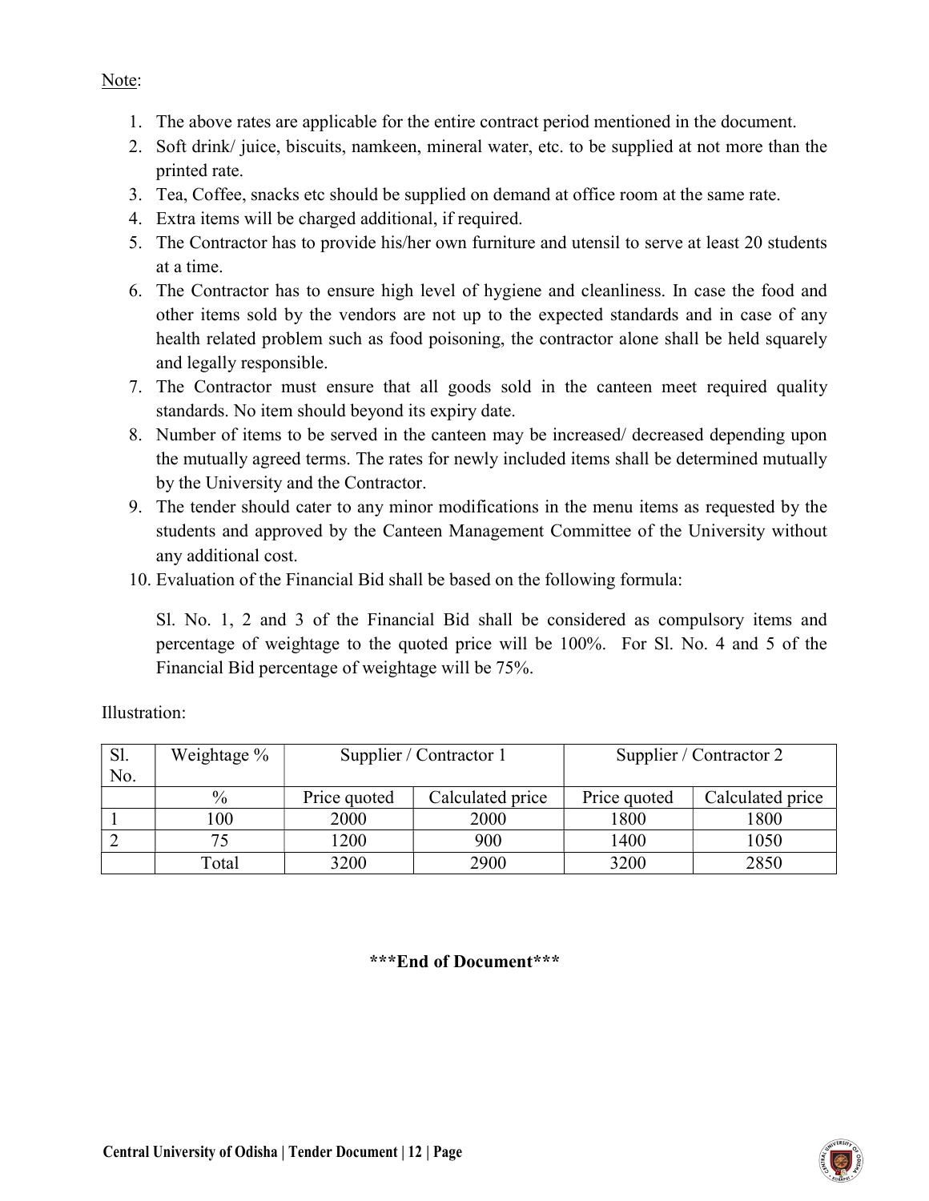Note:

1. The above rates are applicable for the entire contract period mentioned in the document.
2. Soft drink/ juice, biscuits, namkeen, mineral water, etc. to be supplied at not more than the printed rate.
3. Tea, Coffee, snacks etc should be supplied on demand at office room at the same rate.
4. Extra items will be charged additional, if required.
5. The Contractor has to provide his/her own furniture and utensil to serve at least 20 students at a time.
6. The Contractor has to ensure high level of hygiene and cleanliness. In case the food and other items sold by the vendors are not up to the expected standards and in case of any health related problem such as food poisoning, the contractor alone shall be held squarely and legally responsible.
7. The Contractor must ensure that all goods sold in the canteen meet required quality standards. No item should beyond its expiry date.
8. Number of items to be served in the canteen may be increased/ decreased depending upon the mutually agreed terms. The rates for newly included items shall be determined mutually by the University and the Contractor.
9. The tender should cater to any minor modifications in the menu items as requested by the students and approved by the Canteen Management Committee of the University without any additional cost.
10. Evaluation of the Financial Bid shall be based on the following formula:

    Sl. No. 1, 2 and 3 of the Financial Bid shall be considered as compulsory items and percentage of weightage to the quoted price will be 100%. For Sl. No. 4 and 5 of the Financial Bid percentage of weightage will be 75%.

Illustration:

| Sl. No. | Weightage % | Supplier / Contractor 1 | | Supplier / Contractor 2 | |
|---|---|---|---|---|---|
| | % | Price quoted | Calculated price | Price quoted | Calculated price |
| 1 | 100 | 2000 | 2000 | 1800 | 1800 |
| 2 | 75 | 1200 | 900 | 1400 | 1050 |
| | Total | 3200 | 2900 | 3200 | 2850 |

**\*\*\*End of Document\*\*\***